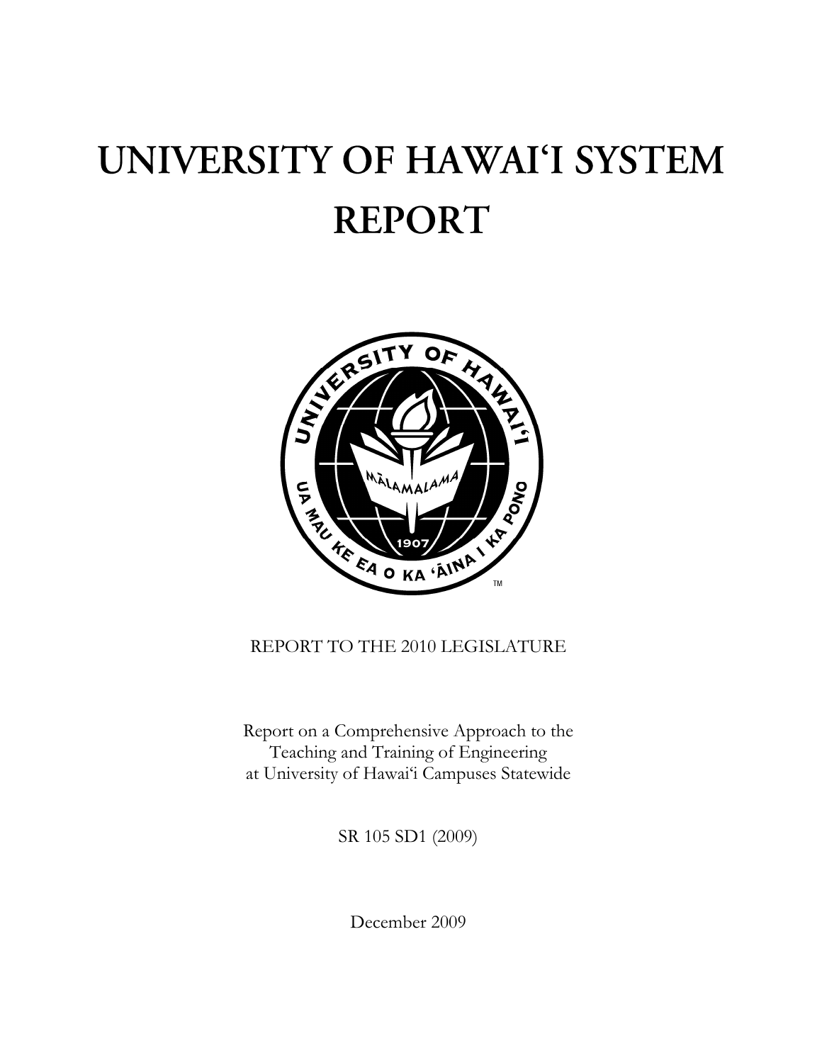# UNIVERSITY OF HAWAI'I SYSTEM REPORT

REPORT TO THE 2010 LEGISLATURE

Report on a Comprehensive Approach to the Teaching and Training of Engineering at University of Hawai'i Campuses Statewide

SR 105 SD1 (2009)

December 2009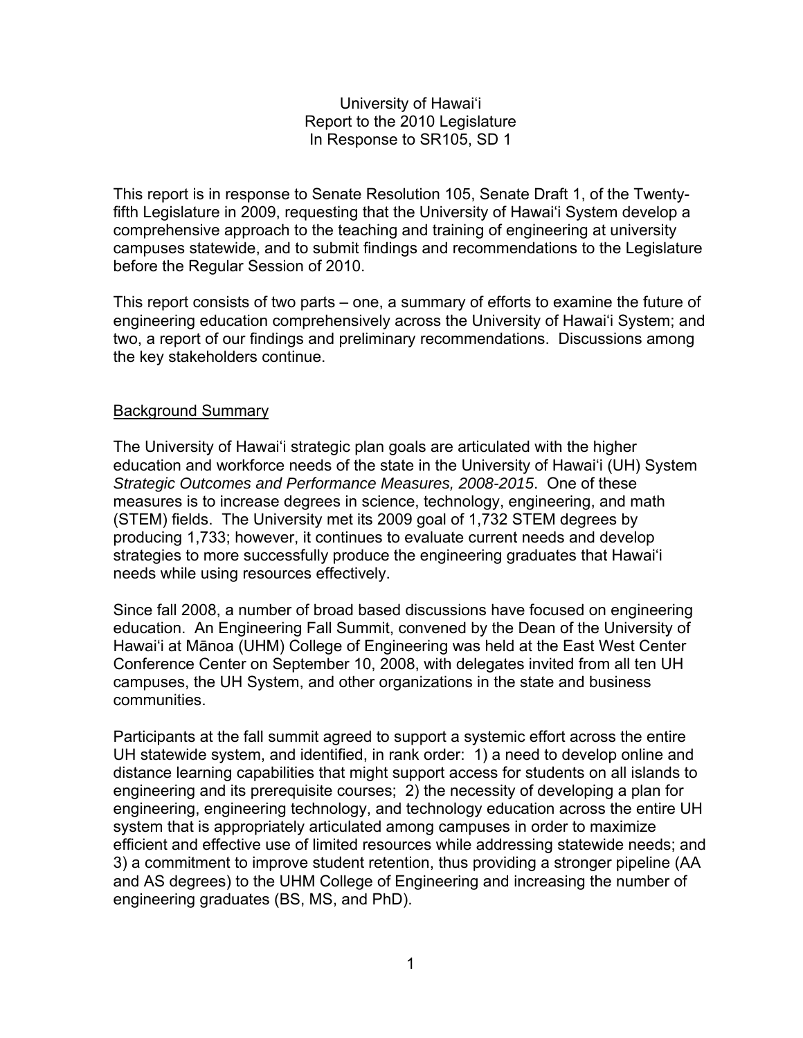University of Hawaiʻi
Report to the 2010 Legislature
In Response to SR105, SD 1

This report is in response to Senate Resolution 105, Senate Draft 1, of the Twenty-fifth Legislature in 2009, requesting that the University of Hawaiʻi System develop a comprehensive approach to the teaching and training of engineering at university campuses statewide, and to submit findings and recommendations to the Legislature before the Regular Session of 2010.

This report consists of two parts – one, a summary of efforts to examine the future of engineering education comprehensively across the University of Hawaiʻi System; and two, a report of our findings and preliminary recommendations. Discussions among the key stakeholders continue.

## Background Summary

The University of Hawaiʻi strategic plan goals are articulated with the higher education and workforce needs of the state in the University of Hawaiʻi (UH) System *Strategic Outcomes and Performance Measures, 2008-2015*. One of these measures is to increase degrees in science, technology, engineering, and math (STEM) fields. The University met its 2009 goal of 1,732 STEM degrees by producing 1,733; however, it continues to evaluate current needs and develop strategies to more successfully produce the engineering graduates that Hawaiʻi needs while using resources effectively.

Since fall 2008, a number of broad based discussions have focused on engineering education. An Engineering Fall Summit, convened by the Dean of the University of Hawaiʻi at Mānoa (UHM) College of Engineering was held at the East West Center Conference Center on September 10, 2008, with delegates invited from all ten UH campuses, the UH System, and other organizations in the state and business communities.

Participants at the fall summit agreed to support a systemic effort across the entire UH statewide system, and identified, in rank order: 1) a need to develop online and distance learning capabilities that might support access for students on all islands to engineering and its prerequisite courses; 2) the necessity of developing a plan for engineering, engineering technology, and technology education across the entire UH system that is appropriately articulated among campuses in order to maximize efficient and effective use of limited resources while addressing statewide needs; and 3) a commitment to improve student retention, thus providing a stronger pipeline (AA and AS degrees) to the UHM College of Engineering and increasing the number of engineering graduates (BS, MS, and PhD).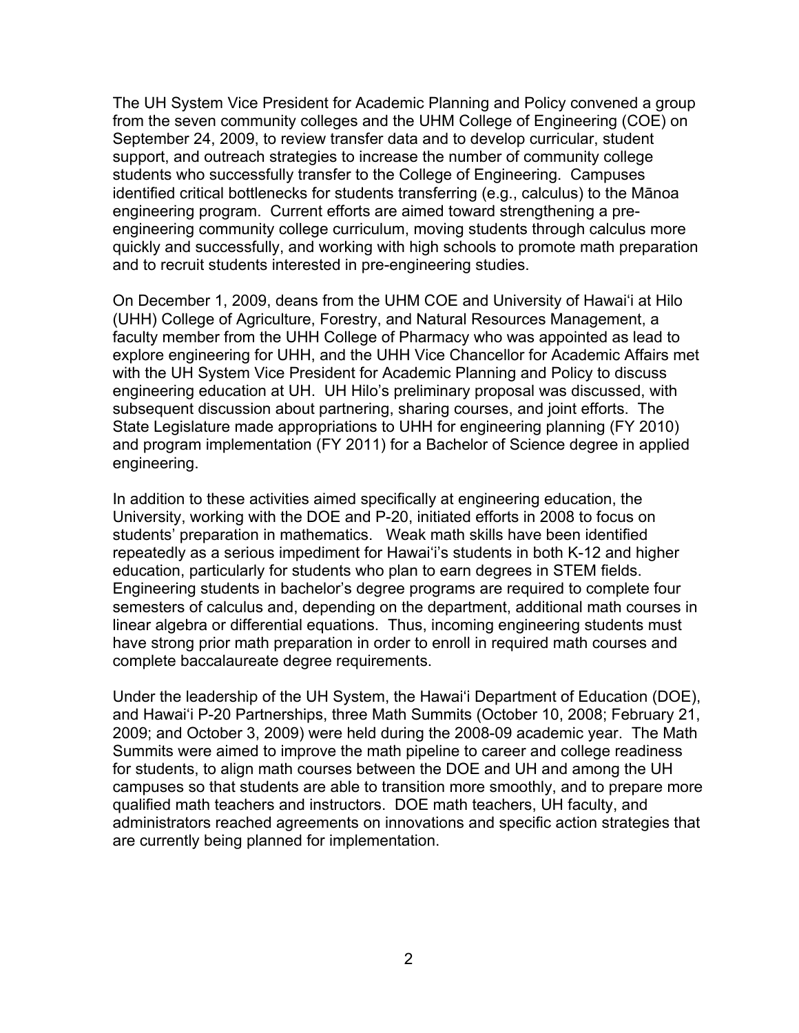The UH System Vice President for Academic Planning and Policy convened a group from the seven community colleges and the UHM College of Engineering (COE) on September 24, 2009, to review transfer data and to develop curricular, student support, and outreach strategies to increase the number of community college students who successfully transfer to the College of Engineering. Campuses identified critical bottlenecks for students transferring (e.g., calculus) to the Mānoa engineering program. Current efforts are aimed toward strengthening a pre-engineering community college curriculum, moving students through calculus more quickly and successfully, and working with high schools to promote math preparation and to recruit students interested in pre-engineering studies.

On December 1, 2009, deans from the UHM COE and University of Hawaiʻi at Hilo (UHH) College of Agriculture, Forestry, and Natural Resources Management, a faculty member from the UHH College of Pharmacy who was appointed as lead to explore engineering for UHH, and the UHH Vice Chancellor for Academic Affairs met with the UH System Vice President for Academic Planning and Policy to discuss engineering education at UH. UH Hilo's preliminary proposal was discussed, with subsequent discussion about partnering, sharing courses, and joint efforts. The State Legislature made appropriations to UHH for engineering planning (FY 2010) and program implementation (FY 2011) for a Bachelor of Science degree in applied engineering.

In addition to these activities aimed specifically at engineering education, the University, working with the DOE and P-20, initiated efforts in 2008 to focus on students' preparation in mathematics. Weak math skills have been identified repeatedly as a serious impediment for Hawaiʻi's students in both K-12 and higher education, particularly for students who plan to earn degrees in STEM fields. Engineering students in bachelor's degree programs are required to complete four semesters of calculus and, depending on the department, additional math courses in linear algebra or differential equations. Thus, incoming engineering students must have strong prior math preparation in order to enroll in required math courses and complete baccalaureate degree requirements.

Under the leadership of the UH System, the Hawaiʻi Department of Education (DOE), and Hawaiʻi P-20 Partnerships, three Math Summits (October 10, 2008; February 21, 2009; and October 3, 2009) were held during the 2008-09 academic year. The Math Summits were aimed to improve the math pipeline to career and college readiness for students, to align math courses between the DOE and UH and among the UH campuses so that students are able to transition more smoothly, and to prepare more qualified math teachers and instructors. DOE math teachers, UH faculty, and administrators reached agreements on innovations and specific action strategies that are currently being planned for implementation.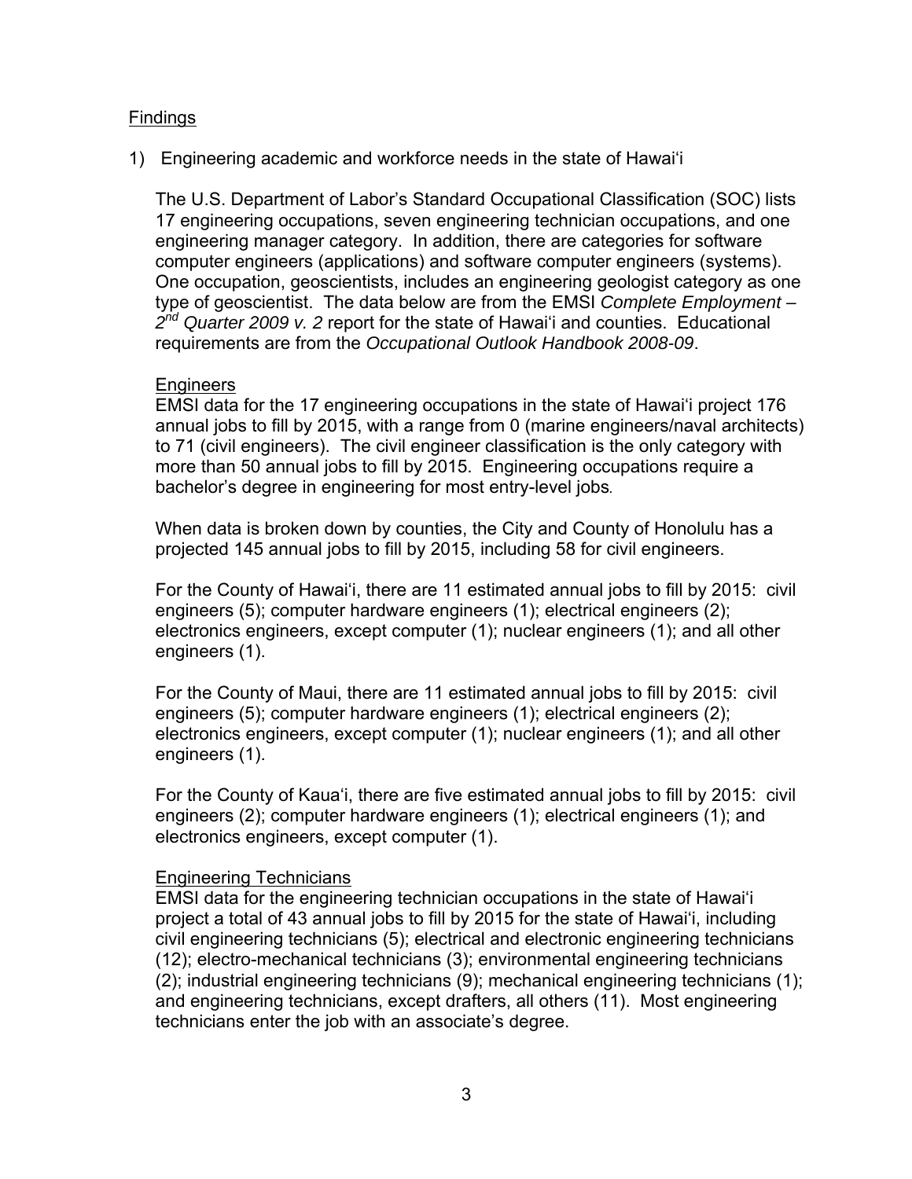## Findings

1) Engineering academic and workforce needs in the state of Hawai'i

The U.S. Department of Labor's Standard Occupational Classification (SOC) lists 17 engineering occupations, seven engineering technician occupations, and one engineering manager category. In addition, there are categories for software computer engineers (applications) and software computer engineers (systems). One occupation, geoscientists, includes an engineering geologist category as one type of geoscientist. The data below are from the EMSI *Complete Employment – 2nd Quarter 2009 v. 2* report for the state of Hawai'i and counties. Educational requirements are from the *Occupational Outlook Handbook 2008-09*.

### Engineers

EMSI data for the 17 engineering occupations in the state of Hawai'i project 176 annual jobs to fill by 2015, with a range from 0 (marine engineers/naval architects) to 71 (civil engineers). The civil engineer classification is the only category with more than 50 annual jobs to fill by 2015. Engineering occupations require a bachelor's degree in engineering for most entry-level jobs.

When data is broken down by counties, the City and County of Honolulu has a projected 145 annual jobs to fill by 2015, including 58 for civil engineers.

For the County of Hawai'i, there are 11 estimated annual jobs to fill by 2015: civil engineers (5); computer hardware engineers (1); electrical engineers (2); electronics engineers, except computer (1); nuclear engineers (1); and all other engineers (1).

For the County of Maui, there are 11 estimated annual jobs to fill by 2015: civil engineers (5); computer hardware engineers (1); electrical engineers (2); electronics engineers, except computer (1); nuclear engineers (1); and all other engineers (1).

For the County of Kaua'i, there are five estimated annual jobs to fill by 2015: civil engineers (2); computer hardware engineers (1); electrical engineers (1); and electronics engineers, except computer (1).

### Engineering Technicians

EMSI data for the engineering technician occupations in the state of Hawai'i project a total of 43 annual jobs to fill by 2015 for the state of Hawai'i, including civil engineering technicians (5); electrical and electronic engineering technicians (12); electro-mechanical technicians (3); environmental engineering technicians (2); industrial engineering technicians (9); mechanical engineering technicians (1); and engineering technicians, except drafters, all others (11). Most engineering technicians enter the job with an associate's degree.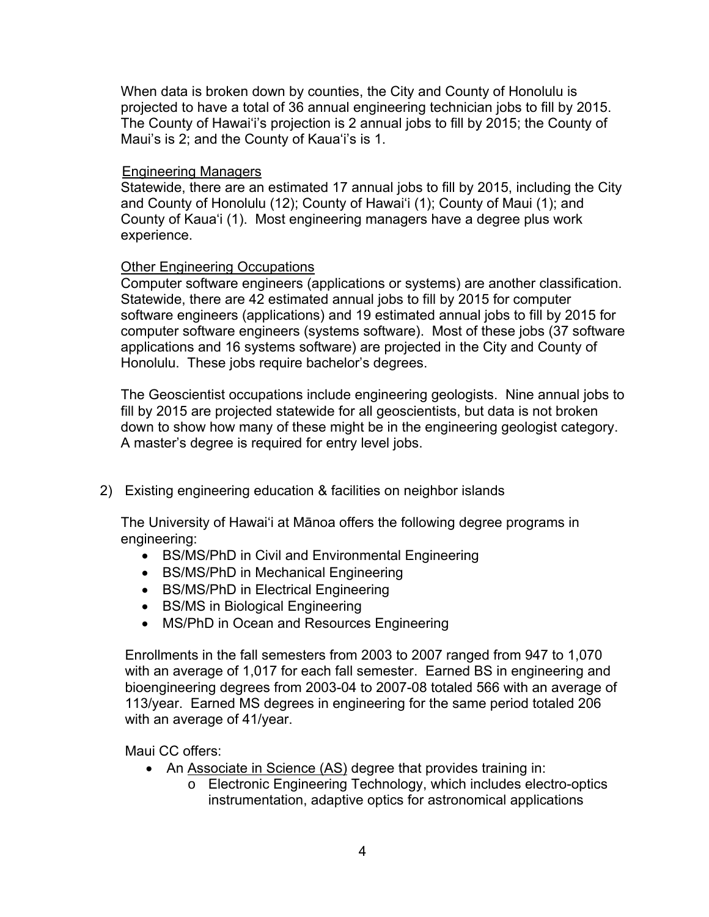When data is broken down by counties, the City and County of Honolulu is projected to have a total of 36 annual engineering technician jobs to fill by 2015. The County of Hawai'i's projection is 2 annual jobs to fill by 2015; the County of Maui's is 2; and the County of Kaua'i's is 1.

Engineering Managers

Statewide, there are an estimated 17 annual jobs to fill by 2015, including the City and County of Honolulu (12); County of Hawai'i (1); County of Maui (1); and County of Kaua'i (1). Most engineering managers have a degree plus work experience.

Other Engineering Occupations

Computer software engineers (applications or systems) are another classification. Statewide, there are 42 estimated annual jobs to fill by 2015 for computer software engineers (applications) and 19 estimated annual jobs to fill by 2015 for computer software engineers (systems software). Most of these jobs (37 software applications and 16 systems software) are projected in the City and County of Honolulu. These jobs require bachelor's degrees.

The Geoscientist occupations include engineering geologists. Nine annual jobs to fill by 2015 are projected statewide for all geoscientists, but data is not broken down to show how many of these might be in the engineering geologist category. A master's degree is required for entry level jobs.

2) Existing engineering education & facilities on neighbor islands

The University of Hawai'i at Mānoa offers the following degree programs in engineering:

- BS/MS/PhD in Civil and Environmental Engineering
- BS/MS/PhD in Mechanical Engineering
- BS/MS/PhD in Electrical Engineering
- BS/MS in Biological Engineering
- MS/PhD in Ocean and Resources Engineering

Enrollments in the fall semesters from 2003 to 2007 ranged from 947 to 1,070 with an average of 1,017 for each fall semester. Earned BS in engineering and bioengineering degrees from 2003-04 to 2007-08 totaled 566 with an average of 113/year. Earned MS degrees in engineering for the same period totaled 206 with an average of 41/year.

Maui CC offers:

- An Associate in Science (AS) degree that provides training in:
  - Electronic Engineering Technology, which includes electro-optics instrumentation, adaptive optics for astronomical applications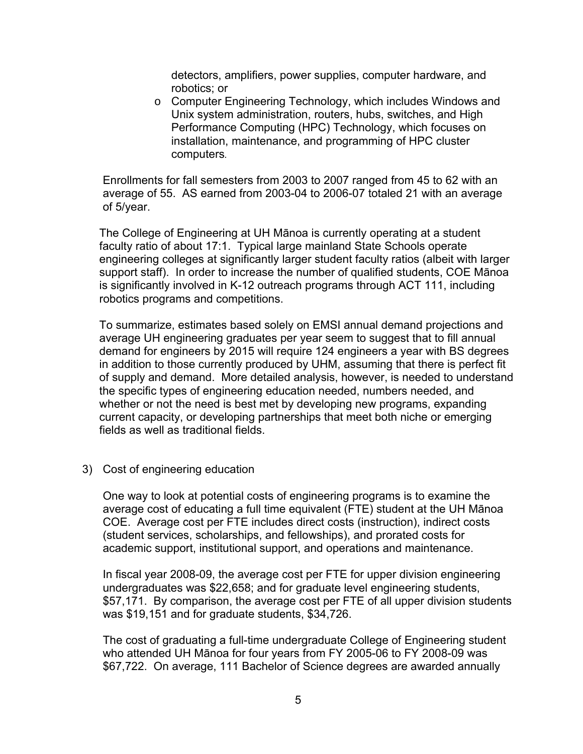detectors, amplifiers, power supplies, computer hardware, and robotics; or

- o Computer Engineering Technology, which includes Windows and Unix system administration, routers, hubs, switches, and High Performance Computing (HPC) Technology, which focuses on installation, maintenance, and programming of HPC cluster computers.

Enrollments for fall semesters from 2003 to 2007 ranged from 45 to 62 with an average of 55. AS earned from 2003-04 to 2006-07 totaled 21 with an average of 5/year.

The College of Engineering at UH Mānoa is currently operating at a student faculty ratio of about 17:1. Typical large mainland State Schools operate engineering colleges at significantly larger student faculty ratios (albeit with larger support staff). In order to increase the number of qualified students, COE Mānoa is significantly involved in K-12 outreach programs through ACT 111, including robotics programs and competitions.

To summarize, estimates based solely on EMSI annual demand projections and average UH engineering graduates per year seem to suggest that to fill annual demand for engineers by 2015 will require 124 engineers a year with BS degrees in addition to those currently produced by UHM, assuming that there is perfect fit of supply and demand. More detailed analysis, however, is needed to understand the specific types of engineering education needed, numbers needed, and whether or not the need is best met by developing new programs, expanding current capacity, or developing partnerships that meet both niche or emerging fields as well as traditional fields.

3) Cost of engineering education

One way to look at potential costs of engineering programs is to examine the average cost of educating a full time equivalent (FTE) student at the UH Mānoa COE. Average cost per FTE includes direct costs (instruction), indirect costs (student services, scholarships, and fellowships), and prorated costs for academic support, institutional support, and operations and maintenance.

In fiscal year 2008-09, the average cost per FTE for upper division engineering undergraduates was $22,658; and for graduate level engineering students, $57,171. By comparison, the average cost per FTE of all upper division students was $19,151 and for graduate students, $34,726.

The cost of graduating a full-time undergraduate College of Engineering student who attended UH Mānoa for four years from FY 2005-06 to FY 2008-09 was $67,722. On average, 111 Bachelor of Science degrees are awarded annually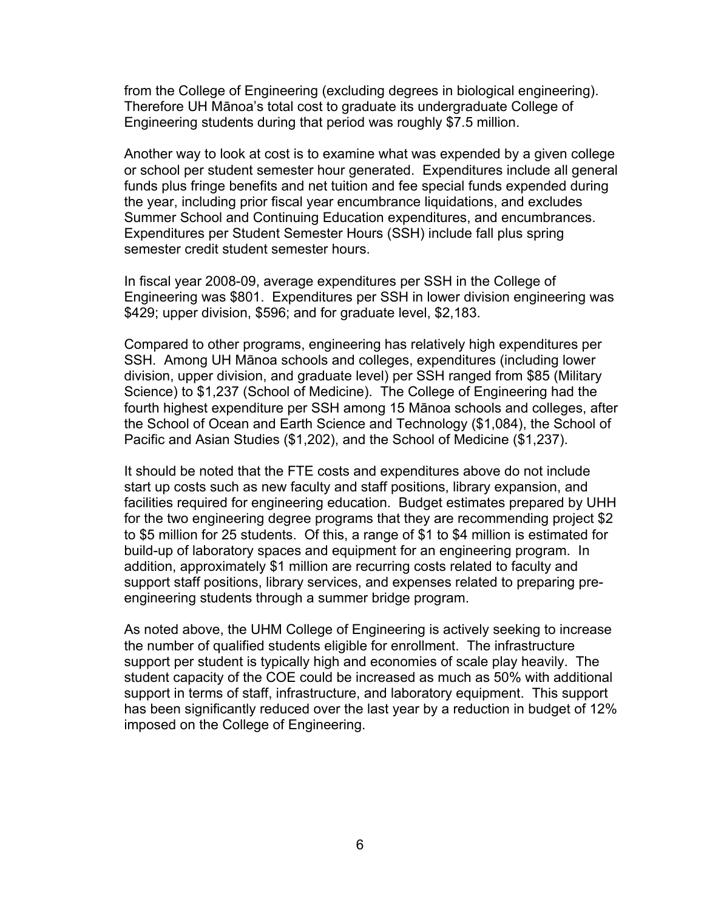from the College of Engineering (excluding degrees in biological engineering). Therefore UH Mānoa's total cost to graduate its undergraduate College of Engineering students during that period was roughly $7.5 million.

Another way to look at cost is to examine what was expended by a given college or school per student semester hour generated. Expenditures include all general funds plus fringe benefits and net tuition and fee special funds expended during the year, including prior fiscal year encumbrance liquidations, and excludes Summer School and Continuing Education expenditures, and encumbrances. Expenditures per Student Semester Hours (SSH) include fall plus spring semester credit student semester hours.

In fiscal year 2008-09, average expenditures per SSH in the College of Engineering was $801. Expenditures per SSH in lower division engineering was $429; upper division, $596; and for graduate level, $2,183.

Compared to other programs, engineering has relatively high expenditures per SSH. Among UH Mānoa schools and colleges, expenditures (including lower division, upper division, and graduate level) per SSH ranged from $85 (Military Science) to $1,237 (School of Medicine). The College of Engineering had the fourth highest expenditure per SSH among 15 Mānoa schools and colleges, after the School of Ocean and Earth Science and Technology ($1,084), the School of Pacific and Asian Studies ($1,202), and the School of Medicine ($1,237).

It should be noted that the FTE costs and expenditures above do not include start up costs such as new faculty and staff positions, library expansion, and facilities required for engineering education. Budget estimates prepared by UHH for the two engineering degree programs that they are recommending project $2 to $5 million for 25 students. Of this, a range of $1 to $4 million is estimated for build-up of laboratory spaces and equipment for an engineering program. In addition, approximately $1 million are recurring costs related to faculty and support staff positions, library services, and expenses related to preparing pre-engineering students through a summer bridge program.

As noted above, the UHM College of Engineering is actively seeking to increase the number of qualified students eligible for enrollment. The infrastructure support per student is typically high and economies of scale play heavily. The student capacity of the COE could be increased as much as 50% with additional support in terms of staff, infrastructure, and laboratory equipment. This support has been significantly reduced over the last year by a reduction in budget of 12% imposed on the College of Engineering.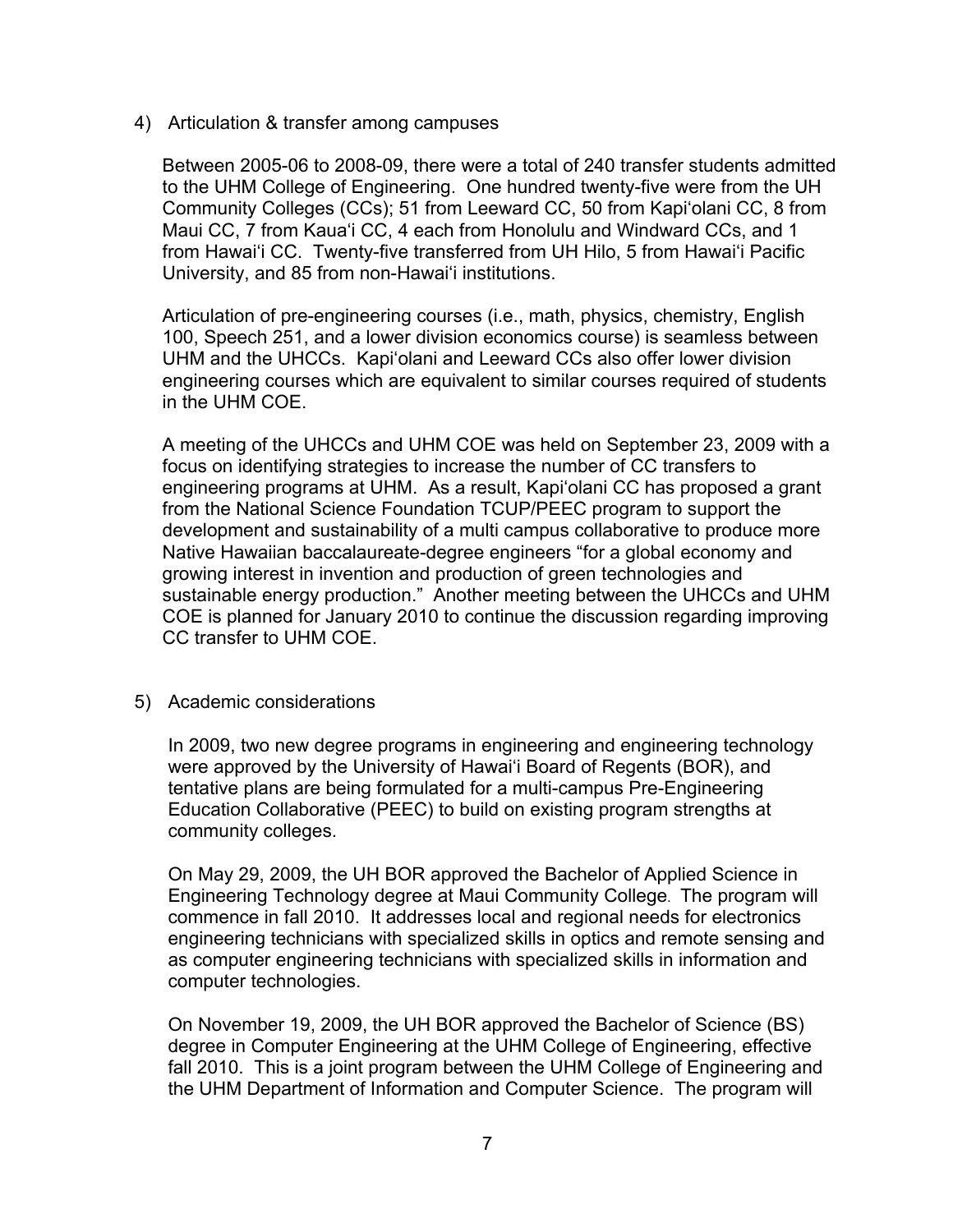4) Articulation & transfer among campuses

Between 2005-06 to 2008-09, there were a total of 240 transfer students admitted to the UHM College of Engineering. One hundred twenty-five were from the UH Community Colleges (CCs); 51 from Leeward CC, 50 from Kapiʻolani CC, 8 from Maui CC, 7 from Kauaʻi CC, 4 each from Honolulu and Windward CCs, and 1 from Hawaiʻi CC. Twenty-five transferred from UH Hilo, 5 from Hawaiʻi Pacific University, and 85 from non-Hawaiʻi institutions.

Articulation of pre-engineering courses (i.e., math, physics, chemistry, English 100, Speech 251, and a lower division economics course) is seamless between UHM and the UHCCs. Kapiʻolani and Leeward CCs also offer lower division engineering courses which are equivalent to similar courses required of students in the UHM COE.

A meeting of the UHCCs and UHM COE was held on September 23, 2009 with a focus on identifying strategies to increase the number of CC transfers to engineering programs at UHM. As a result, Kapiʻolani CC has proposed a grant from the National Science Foundation TCUP/PEEC program to support the development and sustainability of a multi campus collaborative to produce more Native Hawaiian baccalaureate-degree engineers "for a global economy and growing interest in invention and production of green technologies and sustainable energy production." Another meeting between the UHCCs and UHM COE is planned for January 2010 to continue the discussion regarding improving CC transfer to UHM COE.

5) Academic considerations

In 2009, two new degree programs in engineering and engineering technology were approved by the University of Hawaiʻi Board of Regents (BOR), and tentative plans are being formulated for a multi-campus Pre-Engineering Education Collaborative (PEEC) to build on existing program strengths at community colleges.

On May 29, 2009, the UH BOR approved the Bachelor of Applied Science in Engineering Technology degree at Maui Community College. The program will commence in fall 2010. It addresses local and regional needs for electronics engineering technicians with specialized skills in optics and remote sensing and as computer engineering technicians with specialized skills in information and computer technologies.

On November 19, 2009, the UH BOR approved the Bachelor of Science (BS) degree in Computer Engineering at the UHM College of Engineering, effective fall 2010. This is a joint program between the UHM College of Engineering and the UHM Department of Information and Computer Science. The program will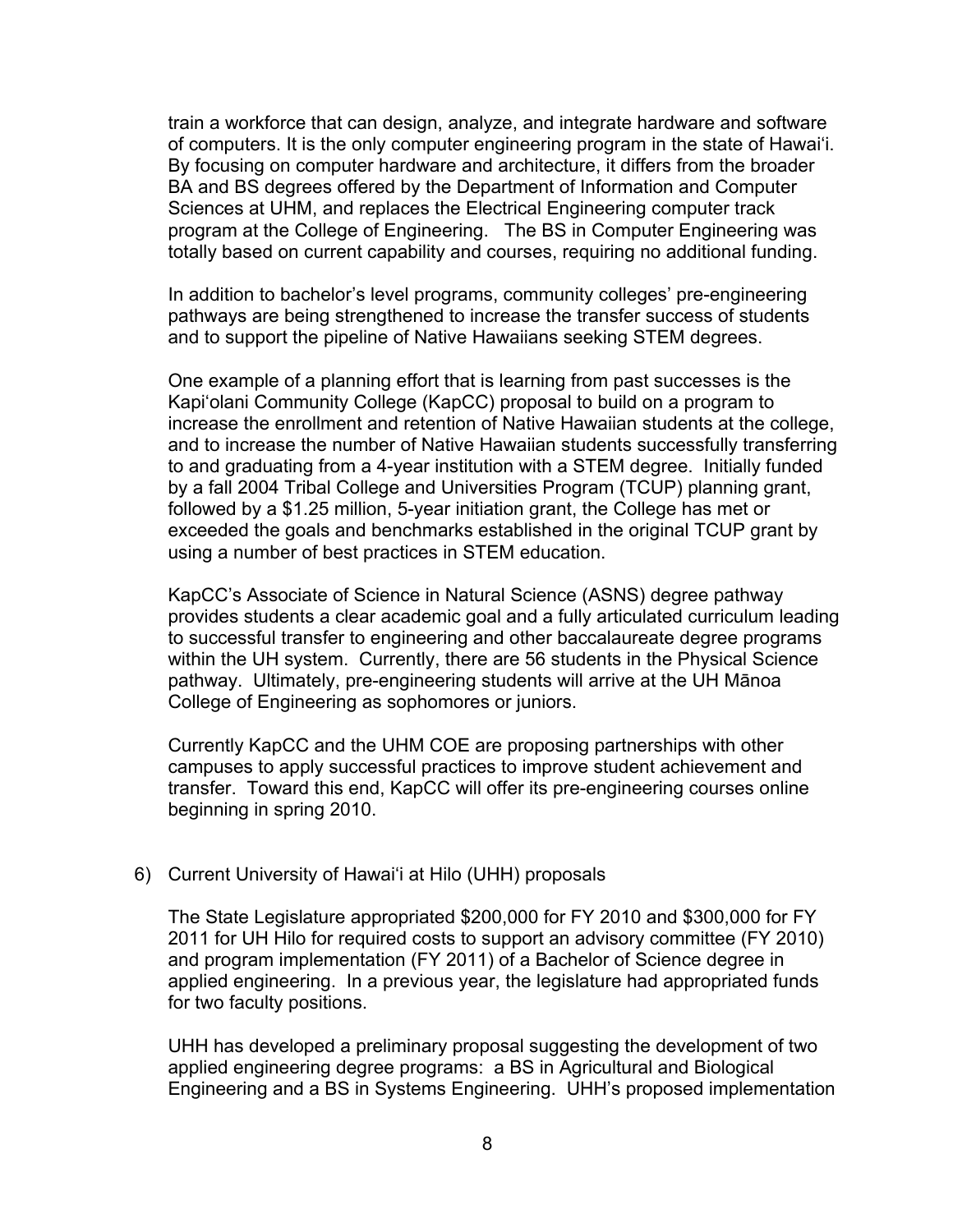train a workforce that can design, analyze, and integrate hardware and software of computers. It is the only computer engineering program in the state of Hawaiʻi. By focusing on computer hardware and architecture, it differs from the broader BA and BS degrees offered by the Department of Information and Computer Sciences at UHM, and replaces the Electrical Engineering computer track program at the College of Engineering. The BS in Computer Engineering was totally based on current capability and courses, requiring no additional funding.

In addition to bachelor's level programs, community colleges' pre-engineering pathways are being strengthened to increase the transfer success of students and to support the pipeline of Native Hawaiians seeking STEM degrees.

One example of a planning effort that is learning from past successes is the Kapiʻolani Community College (KapCC) proposal to build on a program to increase the enrollment and retention of Native Hawaiian students at the college, and to increase the number of Native Hawaiian students successfully transferring to and graduating from a 4-year institution with a STEM degree. Initially funded by a fall 2004 Tribal College and Universities Program (TCUP) planning grant, followed by a $1.25 million, 5-year initiation grant, the College has met or exceeded the goals and benchmarks established in the original TCUP grant by using a number of best practices in STEM education.

KapCC's Associate of Science in Natural Science (ASNS) degree pathway provides students a clear academic goal and a fully articulated curriculum leading to successful transfer to engineering and other baccalaureate degree programs within the UH system. Currently, there are 56 students in the Physical Science pathway. Ultimately, pre-engineering students will arrive at the UH Mānoa College of Engineering as sophomores or juniors.

Currently KapCC and the UHM COE are proposing partnerships with other campuses to apply successful practices to improve student achievement and transfer. Toward this end, KapCC will offer its pre-engineering courses online beginning in spring 2010.

6) Current University of Hawaiʻi at Hilo (UHH) proposals

The State Legislature appropriated $200,000 for FY 2010 and $300,000 for FY 2011 for UH Hilo for required costs to support an advisory committee (FY 2010) and program implementation (FY 2011) of a Bachelor of Science degree in applied engineering. In a previous year, the legislature had appropriated funds for two faculty positions.

UHH has developed a preliminary proposal suggesting the development of two applied engineering degree programs: a BS in Agricultural and Biological Engineering and a BS in Systems Engineering. UHH's proposed implementation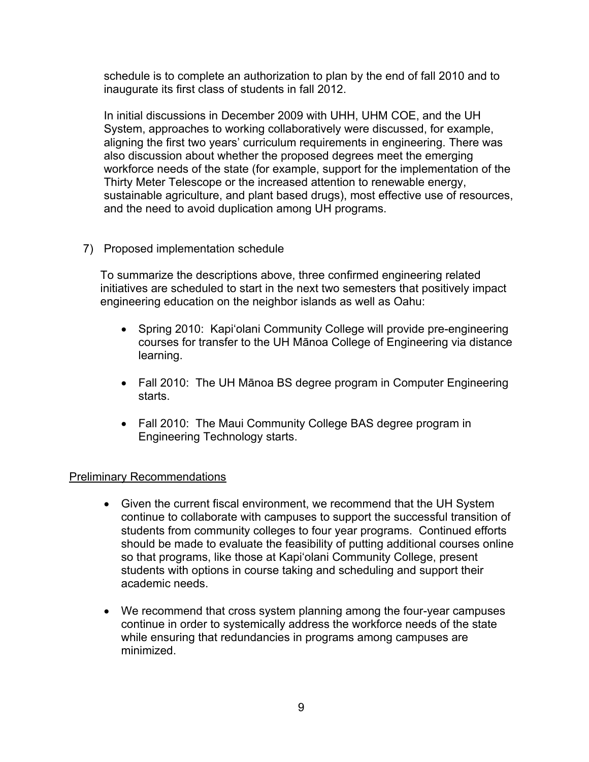schedule is to complete an authorization to plan by the end of fall 2010 and to inaugurate its first class of students in fall 2012.

In initial discussions in December 2009 with UHH, UHM COE, and the UH System, approaches to working collaboratively were discussed, for example, aligning the first two years' curriculum requirements in engineering. There was also discussion about whether the proposed degrees meet the emerging workforce needs of the state (for example, support for the implementation of the Thirty Meter Telescope or the increased attention to renewable energy, sustainable agriculture, and plant based drugs), most effective use of resources, and the need to avoid duplication among UH programs.

7) Proposed implementation schedule

To summarize the descriptions above, three confirmed engineering related initiatives are scheduled to start in the next two semesters that positively impact engineering education on the neighbor islands as well as Oahu:

- Spring 2010: Kapi'olani Community College will provide pre-engineering courses for transfer to the UH Mānoa College of Engineering via distance learning.
- Fall 2010: The UH Mānoa BS degree program in Computer Engineering starts.
- Fall 2010: The Maui Community College BAS degree program in Engineering Technology starts.

<u>Preliminary Recommendations</u>

- Given the current fiscal environment, we recommend that the UH System continue to collaborate with campuses to support the successful transition of students from community colleges to four year programs. Continued efforts should be made to evaluate the feasibility of putting additional courses online so that programs, like those at Kapi'olani Community College, present students with options in course taking and scheduling and support their academic needs.
- We recommend that cross system planning among the four-year campuses continue in order to systemically address the workforce needs of the state while ensuring that redundancies in programs among campuses are minimized.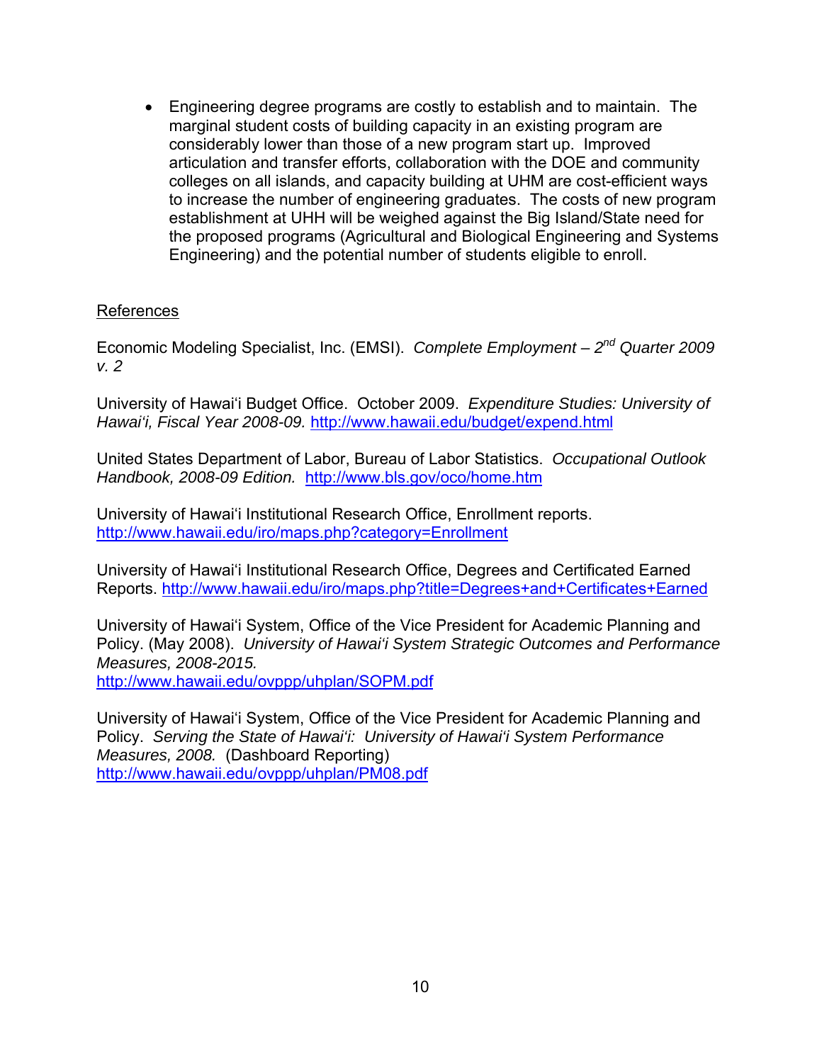- Engineering degree programs are costly to establish and to maintain. The marginal student costs of building capacity in an existing program are considerably lower than those of a new program start up. Improved articulation and transfer efforts, collaboration with the DOE and community colleges on all islands, and capacity building at UHM are cost-efficient ways to increase the number of engineering graduates. The costs of new program establishment at UHH will be weighed against the Big Island/State need for the proposed programs (Agricultural and Biological Engineering and Systems Engineering) and the potential number of students eligible to enroll.

References

Economic Modeling Specialist, Inc. (EMSI). *Complete Employment – 2nd Quarter 2009 v. 2*

University of Hawaiʻi Budget Office. October 2009. *Expenditure Studies: University of Hawaiʻi, Fiscal Year 2008-09.* http://www.hawaii.edu/budget/expend.html

United States Department of Labor, Bureau of Labor Statistics. *Occupational Outlook Handbook, 2008-09 Edition.* http://www.bls.gov/oco/home.htm

University of Hawaiʻi Institutional Research Office, Enrollment reports. http://www.hawaii.edu/iro/maps.php?category=Enrollment

University of Hawaiʻi Institutional Research Office, Degrees and Certificated Earned Reports. http://www.hawaii.edu/iro/maps.php?title=Degrees+and+Certificates+Earned

University of Hawaiʻi System, Office of the Vice President for Academic Planning and Policy. (May 2008). *University of Hawaiʻi System Strategic Outcomes and Performance Measures, 2008-2015.* http://www.hawaii.edu/ovppp/uhplan/SOPM.pdf

University of Hawaiʻi System, Office of the Vice President for Academic Planning and Policy. *Serving the State of Hawaiʻi: University of Hawaiʻi System Performance Measures, 2008.* (Dashboard Reporting) http://www.hawaii.edu/ovppp/uhplan/PM08.pdf